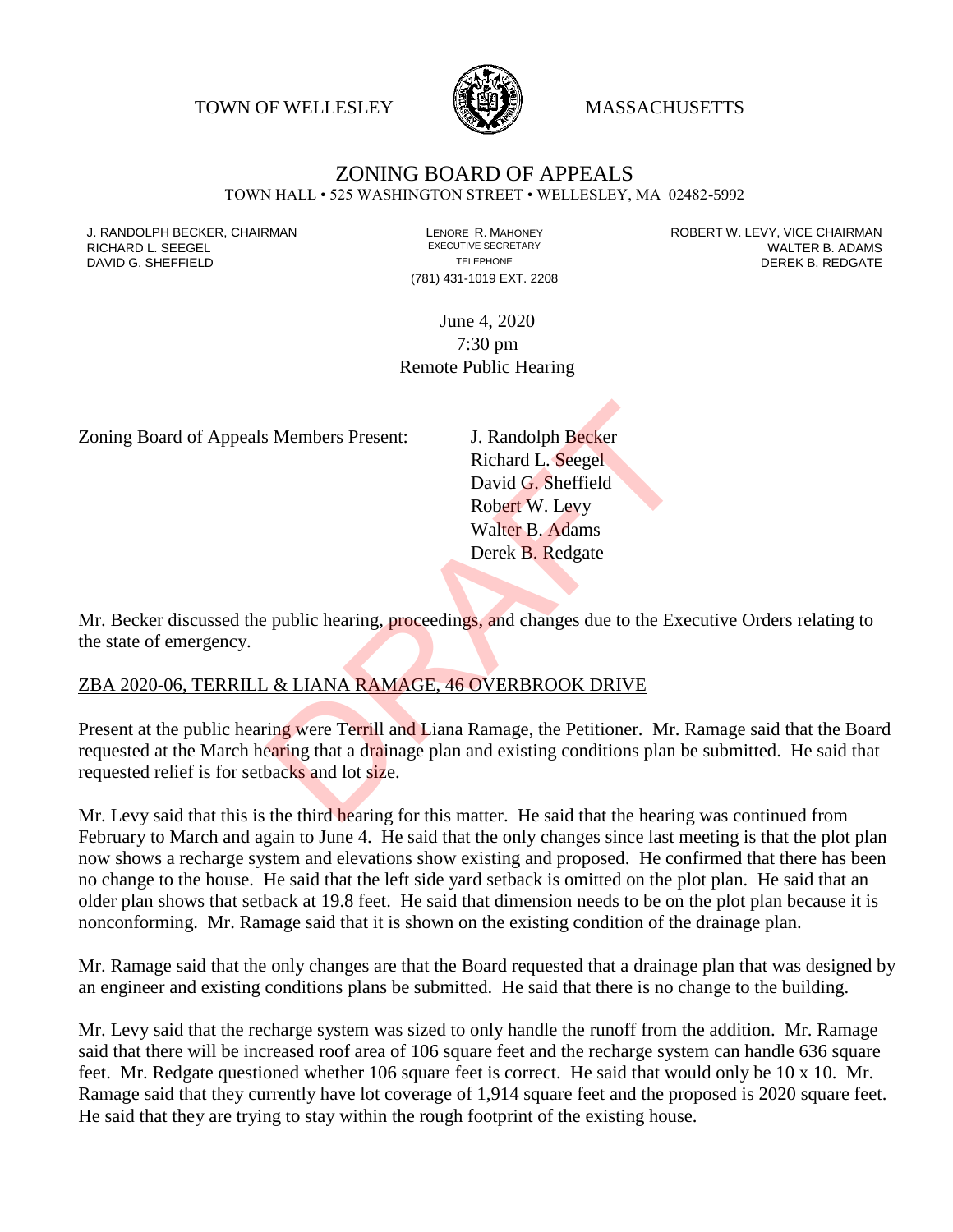TOWN OF WELLESLEY MASSACHUSETTS

# ZONING BOARD OF APPEALS

TOWN HALL • 525 WASHINGTON STREET • WELLESLEY, MA 02482-5992

J. RANDOLPH BECKER, CHAIRMAN
RICHARD L. SEEGEL
DAVID G. SHEFFIELD

LENORE R. MAHONEY
EXECUTIVE SECRETARY
TELEPHONE
(781) 431-1019 EXT. 2208

ROBERT W. LEVY, VICE CHAIRMAN
WALTER B. ADAMS
DEREK B. REDGATE

June 4, 2020
7:30 pm
Remote Public Hearing

Zoning Board of Appeals Members Present: J. Randolph Becker
Richard L. Seegel
David G. Sheffield
Robert W. Levy
Walter B. Adams
Derek B. Redgate

Mr. Becker discussed the public hearing, proceedings, and changes due to the Executive Orders relating to the state of emergency.

ZBA 2020-06, TERRILL & LIANA RAMAGE, 46 OVERBROOK DRIVE

Present at the public hearing were Terrill and Liana Ramage, the Petitioner. Mr. Ramage said that the Board requested at the March hearing that a drainage plan and existing conditions plan be submitted. He said that requested relief is for setbacks and lot size.

Mr. Levy said that this is the third hearing for this matter. He said that the hearing was continued from February to March and again to June 4. He said that the only changes since last meeting is that the plot plan now shows a recharge system and elevations show existing and proposed. He confirmed that there has been no change to the house. He said that the left side yard setback is omitted on the plot plan. He said that an older plan shows that setback at 19.8 feet. He said that dimension needs to be on the plot plan because it is nonconforming. Mr. Ramage said that it is shown on the existing condition of the drainage plan.

Mr. Ramage said that the only changes are that the Board requested that a drainage plan that was designed by an engineer and existing conditions plans be submitted. He said that there is no change to the building.

Mr. Levy said that the recharge system was sized to only handle the runoff from the addition. Mr. Ramage said that there will be increased roof area of 106 square feet and the recharge system can handle 636 square feet. Mr. Redgate questioned whether 106 square feet is correct. He said that would only be 10 x 10. Mr. Ramage said that they currently have lot coverage of 1,914 square feet and the proposed is 2020 square feet. He said that they are trying to stay within the rough footprint of the existing house.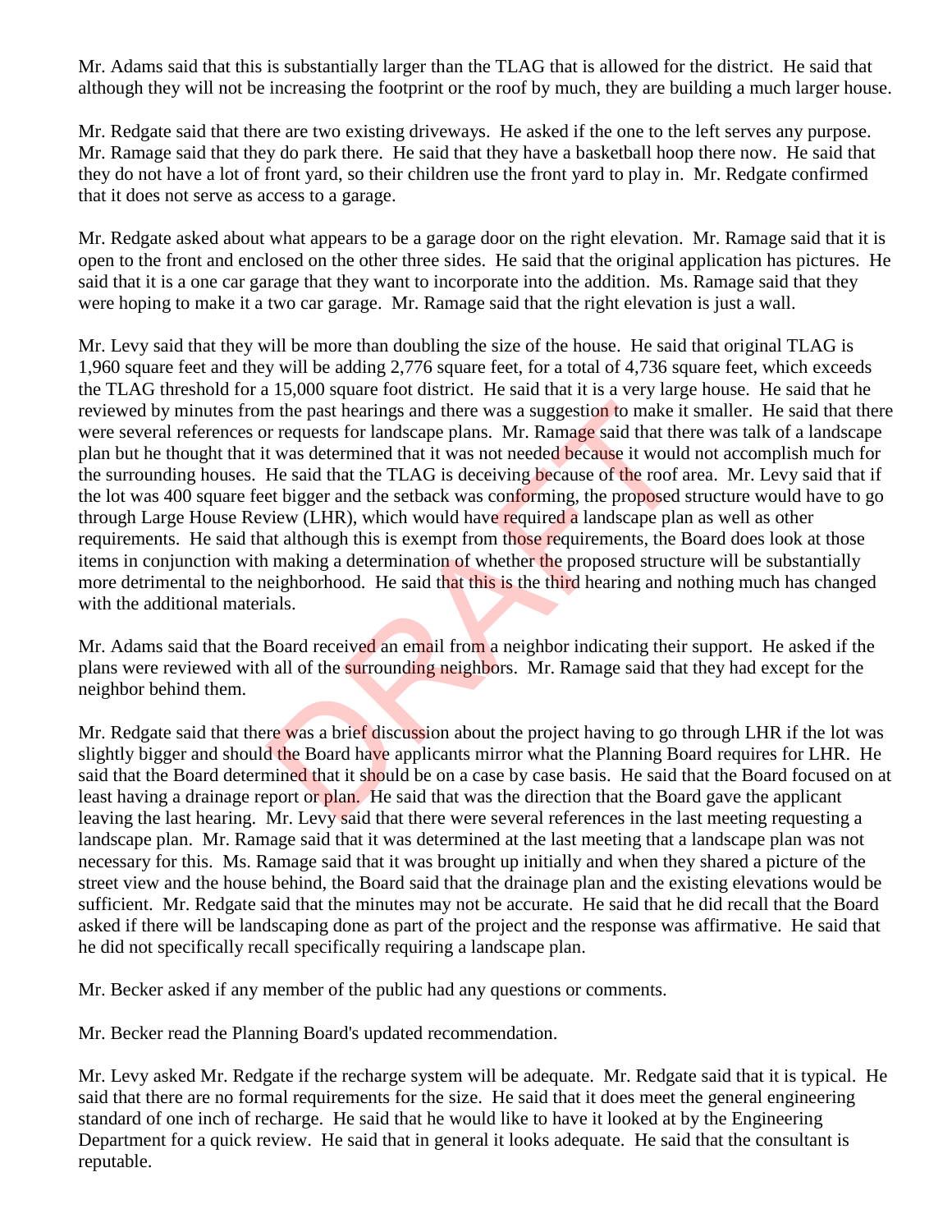Mr. Adams said that this is substantially larger than the TLAG that is allowed for the district. He said that although they will not be increasing the footprint or the roof by much, they are building a much larger house.

Mr. Redgate said that there are two existing driveways. He asked if the one to the left serves any purpose. Mr. Ramage said that they do park there. He said that they have a basketball hoop there now. He said that they do not have a lot of front yard, so their children use the front yard to play in. Mr. Redgate confirmed that it does not serve as access to a garage.

Mr. Redgate asked about what appears to be a garage door on the right elevation. Mr. Ramage said that it is open to the front and enclosed on the other three sides. He said that the original application has pictures. He said that it is a one car garage that they want to incorporate into the addition. Ms. Ramage said that they were hoping to make it a two car garage. Mr. Ramage said that the right elevation is just a wall.

Mr. Levy said that they will be more than doubling the size of the house. He said that original TLAG is 1,960 square feet and they will be adding 2,776 square feet, for a total of 4,736 square feet, which exceeds the TLAG threshold for a 15,000 square foot district. He said that it is a very large house. He said that he reviewed by minutes from the past hearings and there was a suggestion to make it smaller. He said that there were several references or requests for landscape plans. Mr. Ramage said that there was talk of a landscape plan but he thought that it was determined that it was not needed because it would not accomplish much for the surrounding houses. He said that the TLAG is deceiving because of the roof area. Mr. Levy said that if the lot was 400 square feet bigger and the setback was conforming, the proposed structure would have to go through Large House Review (LHR), which would have required a landscape plan as well as other requirements. He said that although this is exempt from those requirements, the Board does look at those items in conjunction with making a determination of whether the proposed structure will be substantially more detrimental to the neighborhood. He said that this is the third hearing and nothing much has changed with the additional materials.

Mr. Adams said that the Board received an email from a neighbor indicating their support. He asked if the plans were reviewed with all of the surrounding neighbors. Mr. Ramage said that they had except for the neighbor behind them.

Mr. Redgate said that there was a brief discussion about the project having to go through LHR if the lot was slightly bigger and should the Board have applicants mirror what the Planning Board requires for LHR. He said that the Board determined that it should be on a case by case basis. He said that the Board focused on at least having a drainage report or plan. He said that was the direction that the Board gave the applicant leaving the last hearing. Mr. Levy said that there were several references in the last meeting requesting a landscape plan. Mr. Ramage said that it was determined at the last meeting that a landscape plan was not necessary for this. Ms. Ramage said that it was brought up initially and when they shared a picture of the street view and the house behind, the Board said that the drainage plan and the existing elevations would be sufficient. Mr. Redgate said that the minutes may not be accurate. He said that he did recall that the Board asked if there will be landscaping done as part of the project and the response was affirmative. He said that he did not specifically recall specifically requiring a landscape plan.

Mr. Becker asked if any member of the public had any questions or comments.

Mr. Becker read the Planning Board's updated recommendation.

Mr. Levy asked Mr. Redgate if the recharge system will be adequate. Mr. Redgate said that it is typical. He said that there are no formal requirements for the size. He said that it does meet the general engineering standard of one inch of recharge. He said that he would like to have it looked at by the Engineering Department for a quick review. He said that in general it looks adequate. He said that the consultant is reputable.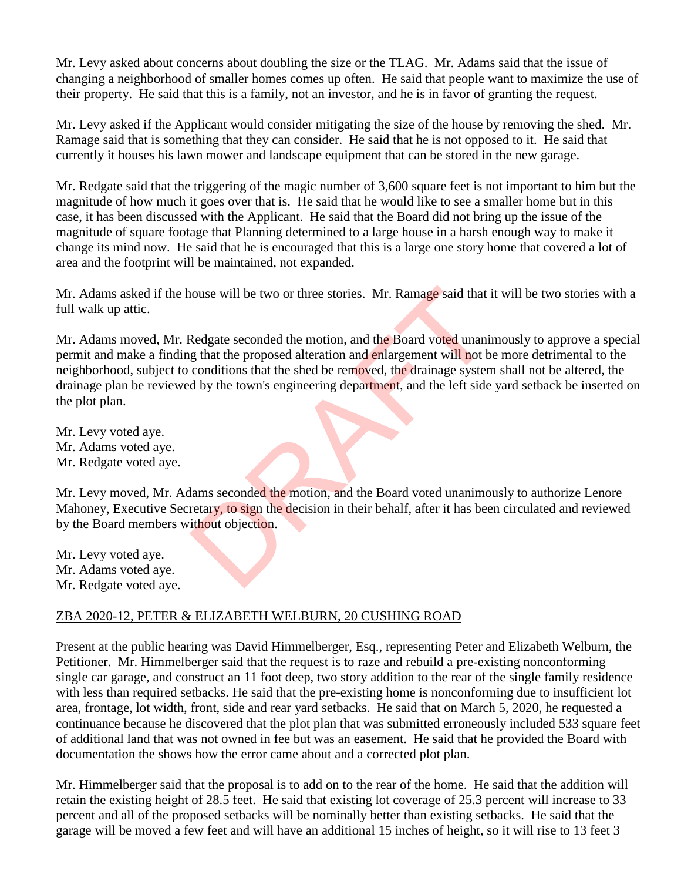Mr. Levy asked about concerns about doubling the size or the TLAG. Mr. Adams said that the issue of changing a neighborhood of smaller homes comes up often. He said that people want to maximize the use of their property. He said that this is a family, not an investor, and he is in favor of granting the request.

Mr. Levy asked if the Applicant would consider mitigating the size of the house by removing the shed. Mr. Ramage said that is something that they can consider. He said that he is not opposed to it. He said that currently it houses his lawn mower and landscape equipment that can be stored in the new garage.

Mr. Redgate said that the triggering of the magic number of 3,600 square feet is not important to him but the magnitude of how much it goes over that is. He said that he would like to see a smaller home but in this case, it has been discussed with the Applicant. He said that the Board did not bring up the issue of the magnitude of square footage that Planning determined to a large house in a harsh enough way to make it change its mind now. He said that he is encouraged that this is a large one story home that covered a lot of area and the footprint will be maintained, not expanded.

Mr. Adams asked if the house will be two or three stories. Mr. Ramage said that it will be two stories with a full walk up attic.

Mr. Adams moved, Mr. Redgate seconded the motion, and the Board voted unanimously to approve a special permit and make a finding that the proposed alteration and enlargement will not be more detrimental to the neighborhood, subject to conditions that the shed be removed, the drainage system shall not be altered, the drainage plan be reviewed by the town's engineering department, and the left side yard setback be inserted on the plot plan.

Mr. Levy voted aye.
Mr. Adams voted aye.
Mr. Redgate voted aye.

Mr. Levy moved, Mr. Adams seconded the motion, and the Board voted unanimously to authorize Lenore Mahoney, Executive Secretary, to sign the decision in their behalf, after it has been circulated and reviewed by the Board members without objection.

Mr. Levy voted aye.
Mr. Adams voted aye.
Mr. Redgate voted aye.

## ZBA 2020-12, PETER & ELIZABETH WELBURN, 20 CUSHING ROAD

Present at the public hearing was David Himmelberger, Esq., representing Peter and Elizabeth Welburn, the Petitioner. Mr. Himmelberger said that the request is to raze and rebuild a pre-existing nonconforming single car garage, and construct an 11 foot deep, two story addition to the rear of the single family residence with less than required setbacks. He said that the pre-existing home is nonconforming due to insufficient lot area, frontage, lot width, front, side and rear yard setbacks. He said that on March 5, 2020, he requested a continuance because he discovered that the plot plan that was submitted erroneously included 533 square feet of additional land that was not owned in fee but was an easement. He said that he provided the Board with documentation the shows how the error came about and a corrected plot plan.

Mr. Himmelberger said that the proposal is to add on to the rear of the home. He said that the addition will retain the existing height of 28.5 feet. He said that existing lot coverage of 25.3 percent will increase to 33 percent and all of the proposed setbacks will be nominally better than existing setbacks. He said that the garage will be moved a few feet and will have an additional 15 inches of height, so it will rise to 13 feet 3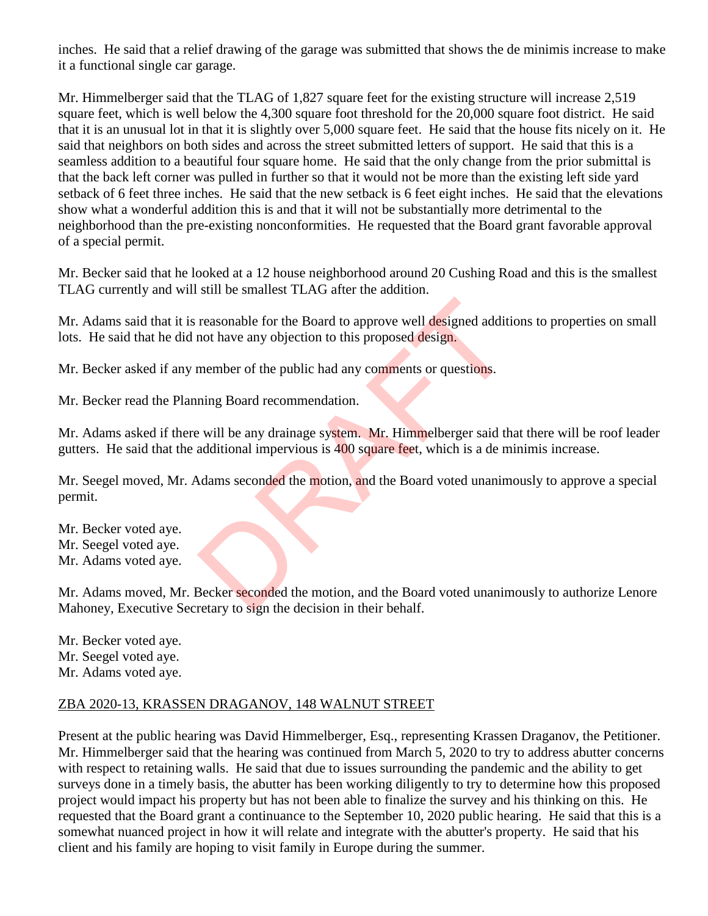inches. He said that a relief drawing of the garage was submitted that shows the de minimis increase to make it a functional single car garage.

Mr. Himmelberger said that the TLAG of 1,827 square feet for the existing structure will increase 2,519 square feet, which is well below the 4,300 square foot threshold for the 20,000 square foot district. He said that it is an unusual lot in that it is slightly over 5,000 square feet. He said that the house fits nicely on it. He said that neighbors on both sides and across the street submitted letters of support. He said that this is a seamless addition to a beautiful four square home. He said that the only change from the prior submittal is that the back left corner was pulled in further so that it would not be more than the existing left side yard setback of 6 feet three inches. He said that the new setback is 6 feet eight inches. He said that the elevations show what a wonderful addition this is and that it will not be substantially more detrimental to the neighborhood than the pre-existing nonconformities. He requested that the Board grant favorable approval of a special permit.

Mr. Becker said that he looked at a 12 house neighborhood around 20 Cushing Road and this is the smallest TLAG currently and will still be smallest TLAG after the addition.

Mr. Adams said that it is reasonable for the Board to approve well designed additions to properties on small lots. He said that he did not have any objection to this proposed design.

Mr. Becker asked if any member of the public had any comments or questions.

Mr. Becker read the Planning Board recommendation.

Mr. Adams asked if there will be any drainage system. Mr. Himmelberger said that there will be roof leader gutters. He said that the additional impervious is 400 square feet, which is a de minimis increase.

Mr. Seegel moved, Mr. Adams seconded the motion, and the Board voted unanimously to approve a special permit.

Mr. Becker voted aye.
Mr. Seegel voted aye.
Mr. Adams voted aye.

Mr. Adams moved, Mr. Becker seconded the motion, and the Board voted unanimously to authorize Lenore Mahoney, Executive Secretary to sign the decision in their behalf.

Mr. Becker voted aye.
Mr. Seegel voted aye.
Mr. Adams voted aye.

ZBA 2020-13, KRASSEN DRAGANOV, 148 WALNUT STREET

Present at the public hearing was David Himmelberger, Esq., representing Krassen Draganov, the Petitioner. Mr. Himmelberger said that the hearing was continued from March 5, 2020 to try to address abutter concerns with respect to retaining walls. He said that due to issues surrounding the pandemic and the ability to get surveys done in a timely basis, the abutter has been working diligently to try to determine how this proposed project would impact his property but has not been able to finalize the survey and his thinking on this. He requested that the Board grant a continuance to the September 10, 2020 public hearing. He said that this is a somewhat nuanced project in how it will relate and integrate with the abutter's property. He said that his client and his family are hoping to visit family in Europe during the summer.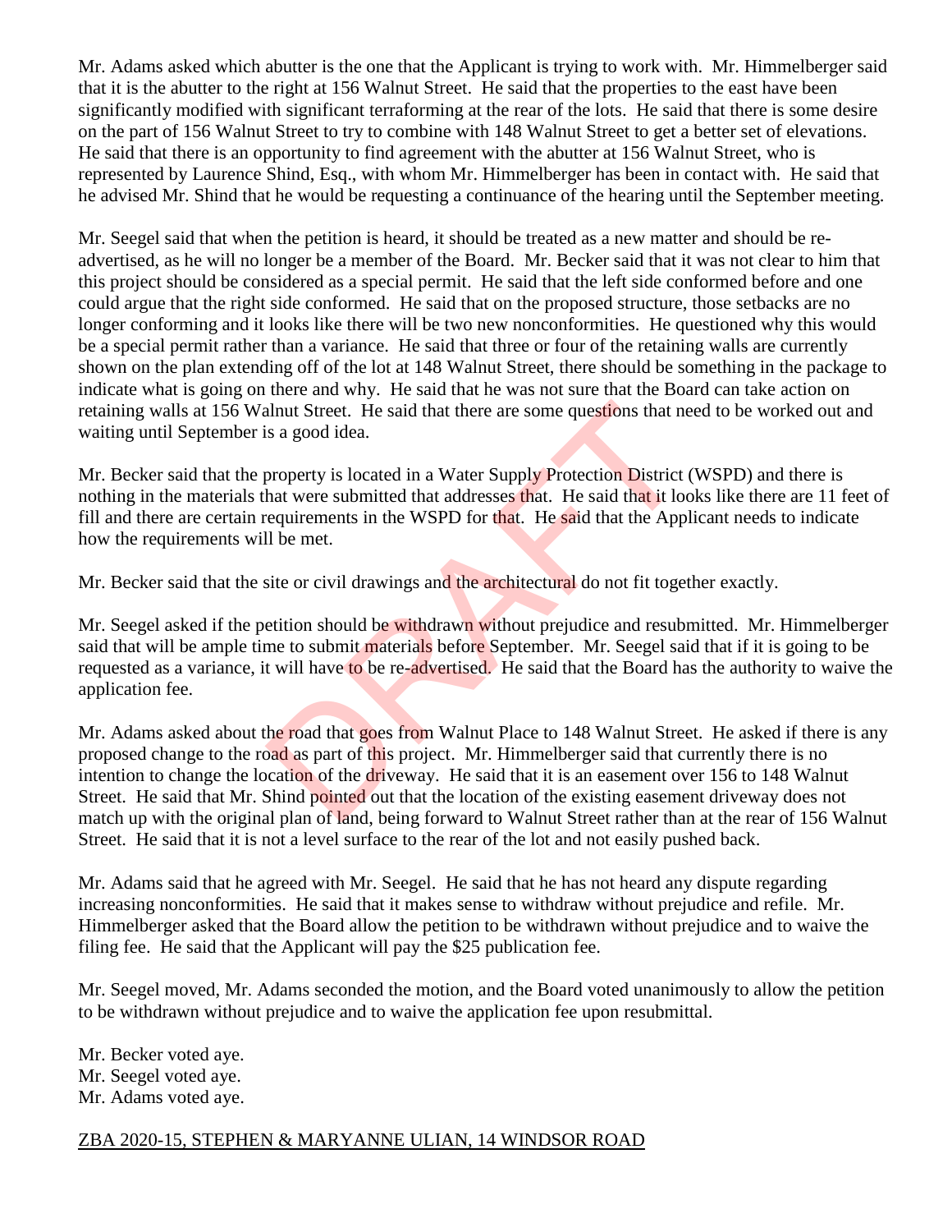Mr. Adams asked which abutter is the one that the Applicant is trying to work with. Mr. Himmelberger said that it is the abutter to the right at 156 Walnut Street. He said that the properties to the east have been significantly modified with significant terraforming at the rear of the lots. He said that there is some desire on the part of 156 Walnut Street to try to combine with 148 Walnut Street to get a better set of elevations. He said that there is an opportunity to find agreement with the abutter at 156 Walnut Street, who is represented by Laurence Shind, Esq., with whom Mr. Himmelberger has been in contact with. He said that he advised Mr. Shind that he would be requesting a continuance of the hearing until the September meeting.

Mr. Seegel said that when the petition is heard, it should be treated as a new matter and should be re-advertised, as he will no longer be a member of the Board. Mr. Becker said that it was not clear to him that this project should be considered as a special permit. He said that the left side conformed before and one could argue that the right side conformed. He said that on the proposed structure, those setbacks are no longer conforming and it looks like there will be two new nonconformities. He questioned why this would be a special permit rather than a variance. He said that three or four of the retaining walls are currently shown on the plan extending off of the lot at 148 Walnut Street, there should be something in the package to indicate what is going on there and why. He said that he was not sure that the Board can take action on retaining walls at 156 Walnut Street. He said that there are some questions that need to be worked out and waiting until September is a good idea.

Mr. Becker said that the property is located in a Water Supply Protection District (WSPD) and there is nothing in the materials that were submitted that addresses that. He said that it looks like there are 11 feet of fill and there are certain requirements in the WSPD for that. He said that the Applicant needs to indicate how the requirements will be met.

Mr. Becker said that the site or civil drawings and the architectural do not fit together exactly.

Mr. Seegel asked if the petition should be withdrawn without prejudice and resubmitted. Mr. Himmelberger said that will be ample time to submit materials before September. Mr. Seegel said that if it is going to be requested as a variance, it will have to be re-advertised. He said that the Board has the authority to waive the application fee.

Mr. Adams asked about the road that goes from Walnut Place to 148 Walnut Street. He asked if there is any proposed change to the road as part of this project. Mr. Himmelberger said that currently there is no intention to change the location of the driveway. He said that it is an easement over 156 to 148 Walnut Street. He said that Mr. Shind pointed out that the location of the existing easement driveway does not match up with the original plan of land, being forward to Walnut Street rather than at the rear of 156 Walnut Street. He said that it is not a level surface to the rear of the lot and not easily pushed back.

Mr. Adams said that he agreed with Mr. Seegel. He said that he has not heard any dispute regarding increasing nonconformities. He said that it makes sense to withdraw without prejudice and refile. Mr. Himmelberger asked that the Board allow the petition to be withdrawn without prejudice and to waive the filing fee. He said that the Applicant will pay the $25 publication fee.

Mr. Seegel moved, Mr. Adams seconded the motion, and the Board voted unanimously to allow the petition to be withdrawn without prejudice and to waive the application fee upon resubmittal.

Mr. Becker voted aye.
Mr. Seegel voted aye.
Mr. Adams voted aye.

ZBA 2020-15, STEPHEN & MARYANNE ULIAN, 14 WINDSOR ROAD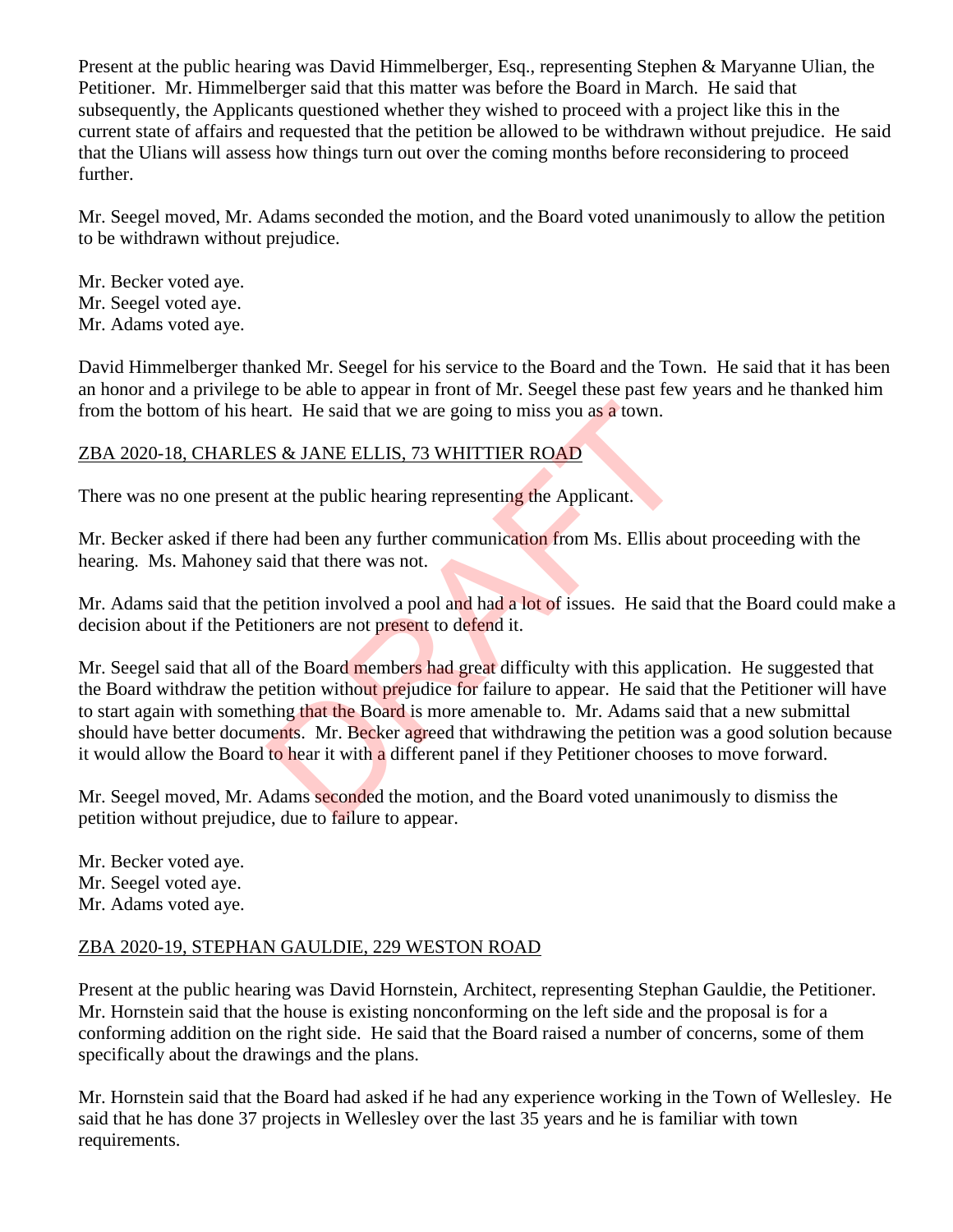Present at the public hearing was David Himmelberger, Esq., representing Stephen & Maryanne Ulian, the Petitioner. Mr. Himmelberger said that this matter was before the Board in March. He said that subsequently, the Applicants questioned whether they wished to proceed with a project like this in the current state of affairs and requested that the petition be allowed to be withdrawn without prejudice. He said that the Ulians will assess how things turn out over the coming months before reconsidering to proceed further.

Mr. Seegel moved, Mr. Adams seconded the motion, and the Board voted unanimously to allow the petition to be withdrawn without prejudice.

Mr. Becker voted aye.
Mr. Seegel voted aye.
Mr. Adams voted aye.

David Himmelberger thanked Mr. Seegel for his service to the Board and the Town. He said that it has been an honor and a privilege to be able to appear in front of Mr. Seegel these past few years and he thanked him from the bottom of his heart. He said that we are going to miss you as a town.

ZBA 2020-18, CHARLES & JANE ELLIS, 73 WHITTIER ROAD

There was no one present at the public hearing representing the Applicant.

Mr. Becker asked if there had been any further communication from Ms. Ellis about proceeding with the hearing. Ms. Mahoney said that there was not.

Mr. Adams said that the petition involved a pool and had a lot of issues. He said that the Board could make a decision about if the Petitioners are not present to defend it.

Mr. Seegel said that all of the Board members had great difficulty with this application. He suggested that the Board withdraw the petition without prejudice for failure to appear. He said that the Petitioner will have to start again with something that the Board is more amenable to. Mr. Adams said that a new submittal should have better documents. Mr. Becker agreed that withdrawing the petition was a good solution because it would allow the Board to hear it with a different panel if they Petitioner chooses to move forward.

Mr. Seegel moved, Mr. Adams seconded the motion, and the Board voted unanimously to dismiss the petition without prejudice, due to failure to appear.

Mr. Becker voted aye.
Mr. Seegel voted aye.
Mr. Adams voted aye.

ZBA 2020-19, STEPHAN GAULDIE, 229 WESTON ROAD

Present at the public hearing was David Hornstein, Architect, representing Stephan Gauldie, the Petitioner. Mr. Hornstein said that the house is existing nonconforming on the left side and the proposal is for a conforming addition on the right side. He said that the Board raised a number of concerns, some of them specifically about the drawings and the plans.

Mr. Hornstein said that the Board had asked if he had any experience working in the Town of Wellesley. He said that he has done 37 projects in Wellesley over the last 35 years and he is familiar with town requirements.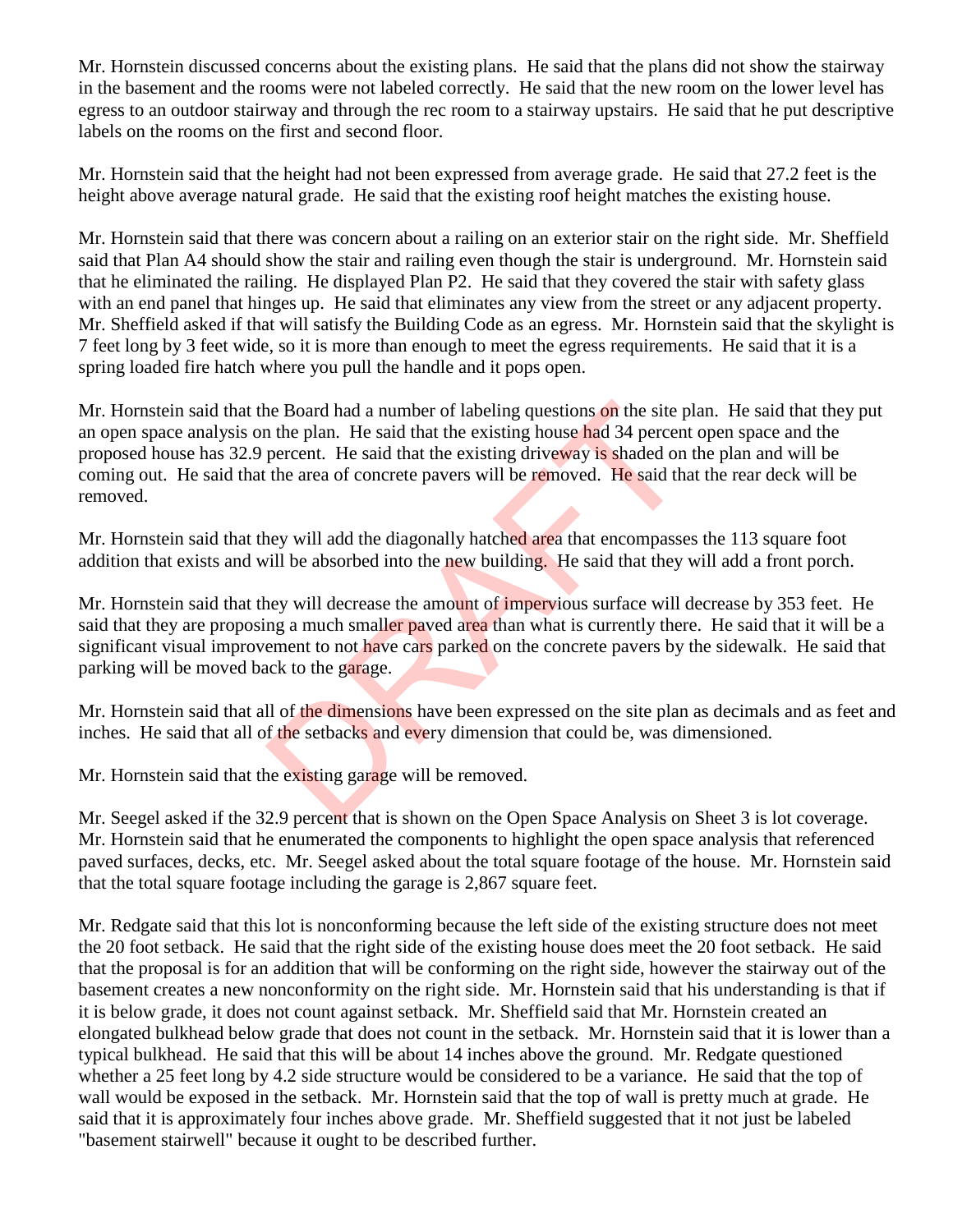Mr. Hornstein discussed concerns about the existing plans. He said that the plans did not show the stairway in the basement and the rooms were not labeled correctly. He said that the new room on the lower level has egress to an outdoor stairway and through the rec room to a stairway upstairs. He said that he put descriptive labels on the rooms on the first and second floor.

Mr. Hornstein said that the height had not been expressed from average grade. He said that 27.2 feet is the height above average natural grade. He said that the existing roof height matches the existing house.

Mr. Hornstein said that there was concern about a railing on an exterior stair on the right side. Mr. Sheffield said that Plan A4 should show the stair and railing even though the stair is underground. Mr. Hornstein said that he eliminated the railing. He displayed Plan P2. He said that they covered the stair with safety glass with an end panel that hinges up. He said that eliminates any view from the street or any adjacent property. Mr. Sheffield asked if that will satisfy the Building Code as an egress. Mr. Hornstein said that the skylight is 7 feet long by 3 feet wide, so it is more than enough to meet the egress requirements. He said that it is a spring loaded fire hatch where you pull the handle and it pops open.

Mr. Hornstein said that the Board had a number of labeling questions on the site plan. He said that they put an open space analysis on the plan. He said that the existing house had 34 percent open space and the proposed house has 32.9 percent. He said that the existing driveway is shaded on the plan and will be coming out. He said that the area of concrete pavers will be removed. He said that the rear deck will be removed.

Mr. Hornstein said that they will add the diagonally hatched area that encompasses the 113 square foot addition that exists and will be absorbed into the new building. He said that they will add a front porch.

Mr. Hornstein said that they will decrease the amount of impervious surface will decrease by 353 feet. He said that they are proposing a much smaller paved area than what is currently there. He said that it will be a significant visual improvement to not have cars parked on the concrete pavers by the sidewalk. He said that parking will be moved back to the garage.

Mr. Hornstein said that all of the dimensions have been expressed on the site plan as decimals and as feet and inches. He said that all of the setbacks and every dimension that could be, was dimensioned.

Mr. Hornstein said that the existing garage will be removed.

Mr. Seegel asked if the 32.9 percent that is shown on the Open Space Analysis on Sheet 3 is lot coverage. Mr. Hornstein said that he enumerated the components to highlight the open space analysis that referenced paved surfaces, decks, etc. Mr. Seegel asked about the total square footage of the house. Mr. Hornstein said that the total square footage including the garage is 2,867 square feet.

Mr. Redgate said that this lot is nonconforming because the left side of the existing structure does not meet the 20 foot setback. He said that the right side of the existing house does meet the 20 foot setback. He said that the proposal is for an addition that will be conforming on the right side, however the stairway out of the basement creates a new nonconformity on the right side. Mr. Hornstein said that his understanding is that if it is below grade, it does not count against setback. Mr. Sheffield said that Mr. Hornstein created an elongated bulkhead below grade that does not count in the setback. Mr. Hornstein said that it is lower than a typical bulkhead. He said that this will be about 14 inches above the ground. Mr. Redgate questioned whether a 25 feet long by 4.2 side structure would be considered to be a variance. He said that the top of wall would be exposed in the setback. Mr. Hornstein said that the top of wall is pretty much at grade. He said that it is approximately four inches above grade. Mr. Sheffield suggested that it not just be labeled "basement stairwell" because it ought to be described further.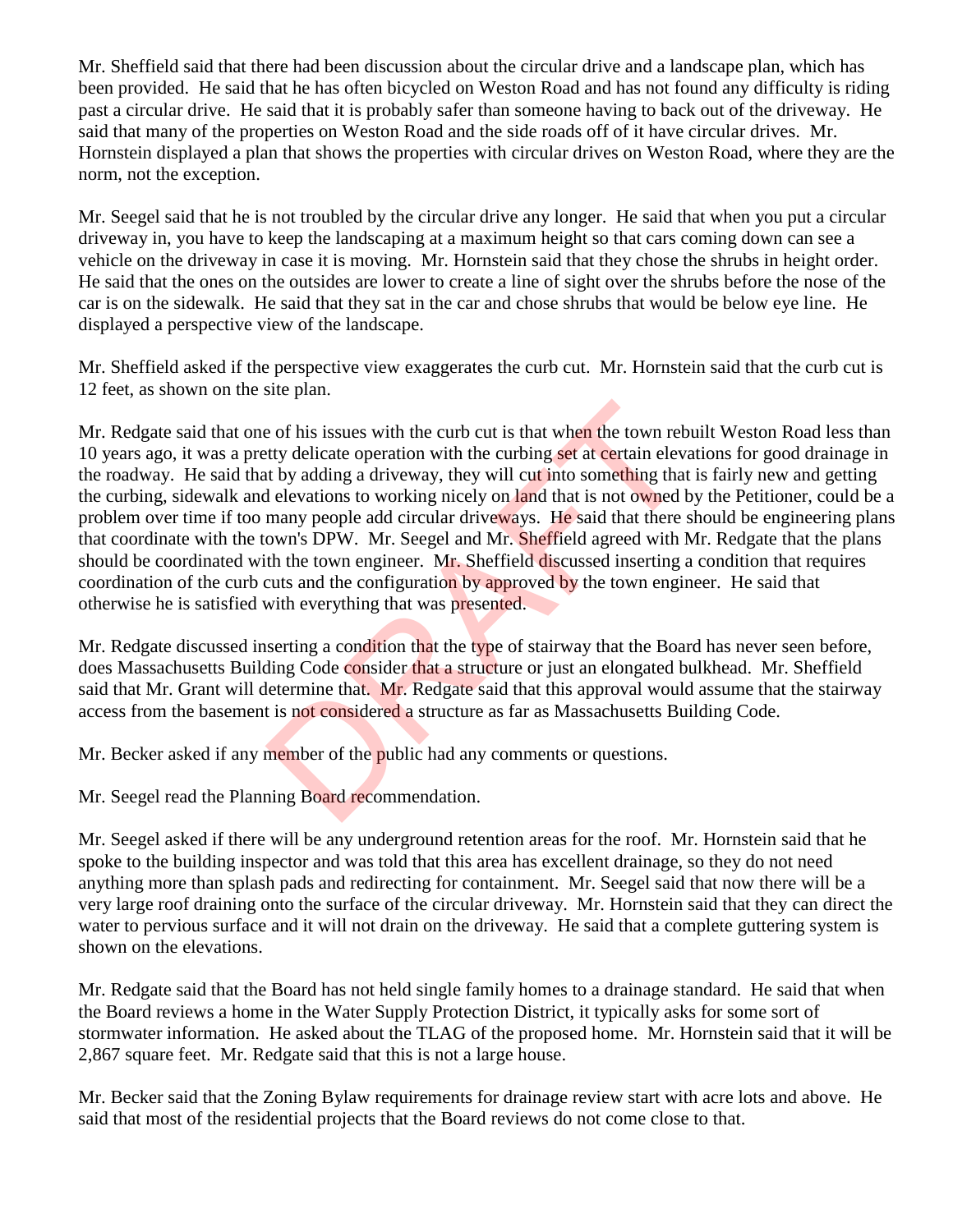Mr. Sheffield said that there had been discussion about the circular drive and a landscape plan, which has been provided. He said that he has often bicycled on Weston Road and has not found any difficulty is riding past a circular drive. He said that it is probably safer than someone having to back out of the driveway. He said that many of the properties on Weston Road and the side roads off of it have circular drives. Mr. Hornstein displayed a plan that shows the properties with circular drives on Weston Road, where they are the norm, not the exception.

Mr. Seegel said that he is not troubled by the circular drive any longer. He said that when you put a circular driveway in, you have to keep the landscaping at a maximum height so that cars coming down can see a vehicle on the driveway in case it is moving. Mr. Hornstein said that they chose the shrubs in height order. He said that the ones on the outsides are lower to create a line of sight over the shrubs before the nose of the car is on the sidewalk. He said that they sat in the car and chose shrubs that would be below eye line. He displayed a perspective view of the landscape.

Mr. Sheffield asked if the perspective view exaggerates the curb cut. Mr. Hornstein said that the curb cut is 12 feet, as shown on the site plan.

Mr. Redgate said that one of his issues with the curb cut is that when the town rebuilt Weston Road less than 10 years ago, it was a pretty delicate operation with the curbing set at certain elevations for good drainage in the roadway. He said that by adding a driveway, they will cut into something that is fairly new and getting the curbing, sidewalk and elevations to working nicely on land that is not owned by the Petitioner, could be a problem over time if too many people add circular driveways. He said that there should be engineering plans that coordinate with the town's DPW. Mr. Seegel and Mr. Sheffield agreed with Mr. Redgate that the plans should be coordinated with the town engineer. Mr. Sheffield discussed inserting a condition that requires coordination of the curb cuts and the configuration by approved by the town engineer. He said that otherwise he is satisfied with everything that was presented.

Mr. Redgate discussed inserting a condition that the type of stairway that the Board has never seen before, does Massachusetts Building Code consider that a structure or just an elongated bulkhead. Mr. Sheffield said that Mr. Grant will determine that. Mr. Redgate said that this approval would assume that the stairway access from the basement is not considered a structure as far as Massachusetts Building Code.

Mr. Becker asked if any member of the public had any comments or questions.

Mr. Seegel read the Planning Board recommendation.

Mr. Seegel asked if there will be any underground retention areas for the roof. Mr. Hornstein said that he spoke to the building inspector and was told that this area has excellent drainage, so they do not need anything more than splash pads and redirecting for containment. Mr. Seegel said that now there will be a very large roof draining onto the surface of the circular driveway. Mr. Hornstein said that they can direct the water to pervious surface and it will not drain on the driveway. He said that a complete guttering system is shown on the elevations.

Mr. Redgate said that the Board has not held single family homes to a drainage standard. He said that when the Board reviews a home in the Water Supply Protection District, it typically asks for some sort of stormwater information. He asked about the TLAG of the proposed home. Mr. Hornstein said that it will be 2,867 square feet. Mr. Redgate said that this is not a large house.

Mr. Becker said that the Zoning Bylaw requirements for drainage review start with acre lots and above. He said that most of the residential projects that the Board reviews do not come close to that.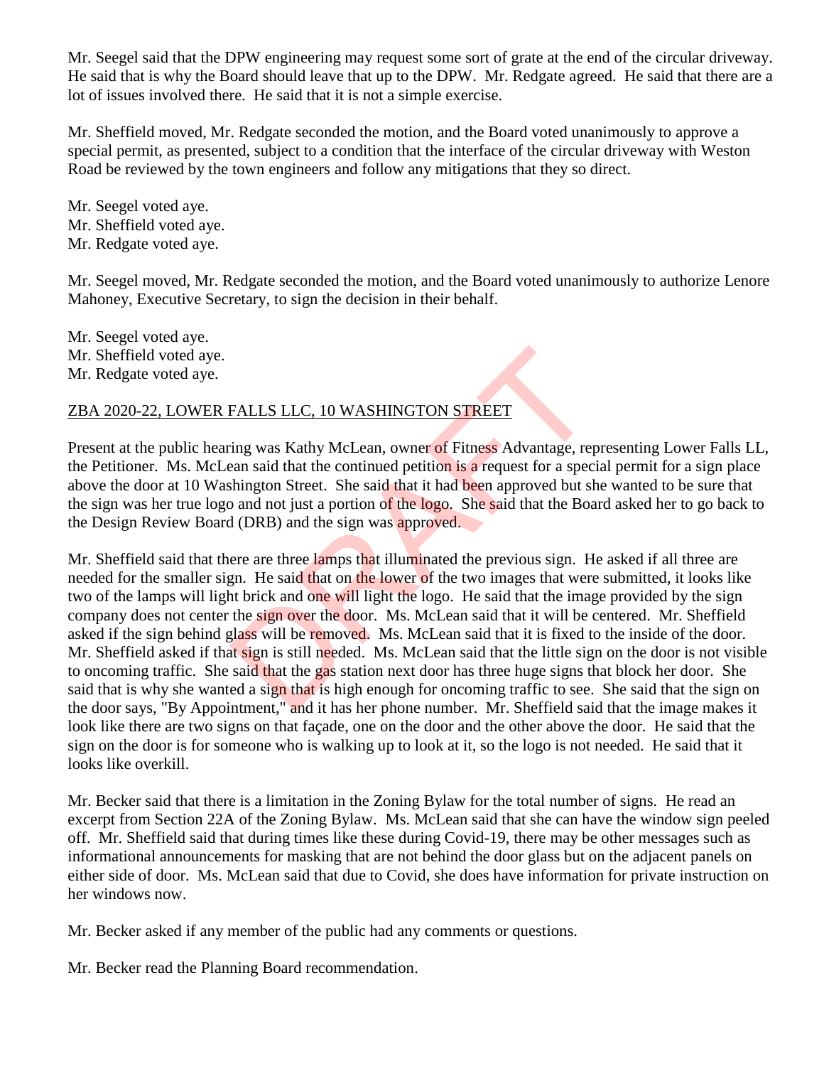Mr. Seegel said that the DPW engineering may request some sort of grate at the end of the circular driveway. He said that is why the Board should leave that up to the DPW. Mr. Redgate agreed. He said that there are a lot of issues involved there. He said that it is not a simple exercise.

Mr. Sheffield moved, Mr. Redgate seconded the motion, and the Board voted unanimously to approve a special permit, as presented, subject to a condition that the interface of the circular driveway with Weston Road be reviewed by the town engineers and follow any mitigations that they so direct.

Mr. Seegel voted aye.
Mr. Sheffield voted aye.
Mr. Redgate voted aye.

Mr. Seegel moved, Mr. Redgate seconded the motion, and the Board voted unanimously to authorize Lenore Mahoney, Executive Secretary, to sign the decision in their behalf.

Mr. Seegel voted aye.
Mr. Sheffield voted aye.
Mr. Redgate voted aye.

ZBA 2020-22, LOWER FALLS LLC, 10 WASHINGTON STREET

Present at the public hearing was Kathy McLean, owner of Fitness Advantage, representing Lower Falls LL, the Petitioner. Ms. McLean said that the continued petition is a request for a special permit for a sign place above the door at 10 Washington Street. She said that it had been approved but she wanted to be sure that the sign was her true logo and not just a portion of the logo. She said that the Board asked her to go back to the Design Review Board (DRB) and the sign was approved.

Mr. Sheffield said that there are three lamps that illuminated the previous sign. He asked if all three are needed for the smaller sign. He said that on the lower of the two images that were submitted, it looks like two of the lamps will light brick and one will light the logo. He said that the image provided by the sign company does not center the sign over the door. Ms. McLean said that it will be centered. Mr. Sheffield asked if the sign behind glass will be removed. Ms. McLean said that it is fixed to the inside of the door. Mr. Sheffield asked if that sign is still needed. Ms. McLean said that the little sign on the door is not visible to oncoming traffic. She said that the gas station next door has three huge signs that block her door. She said that is why she wanted a sign that is high enough for oncoming traffic to see. She said that the sign on the door says, "By Appointment," and it has her phone number. Mr. Sheffield said that the image makes it look like there are two signs on that façade, one on the door and the other above the door. He said that the sign on the door is for someone who is walking up to look at it, so the logo is not needed. He said that it looks like overkill.

Mr. Becker said that there is a limitation in the Zoning Bylaw for the total number of signs. He read an excerpt from Section 22A of the Zoning Bylaw. Ms. McLean said that she can have the window sign peeled off. Mr. Sheffield said that during times like these during Covid-19, there may be other messages such as informational announcements for masking that are not behind the door glass but on the adjacent panels on either side of door. Ms. McLean said that due to Covid, she does have information for private instruction on her windows now.

Mr. Becker asked if any member of the public had any comments or questions.

Mr. Becker read the Planning Board recommendation.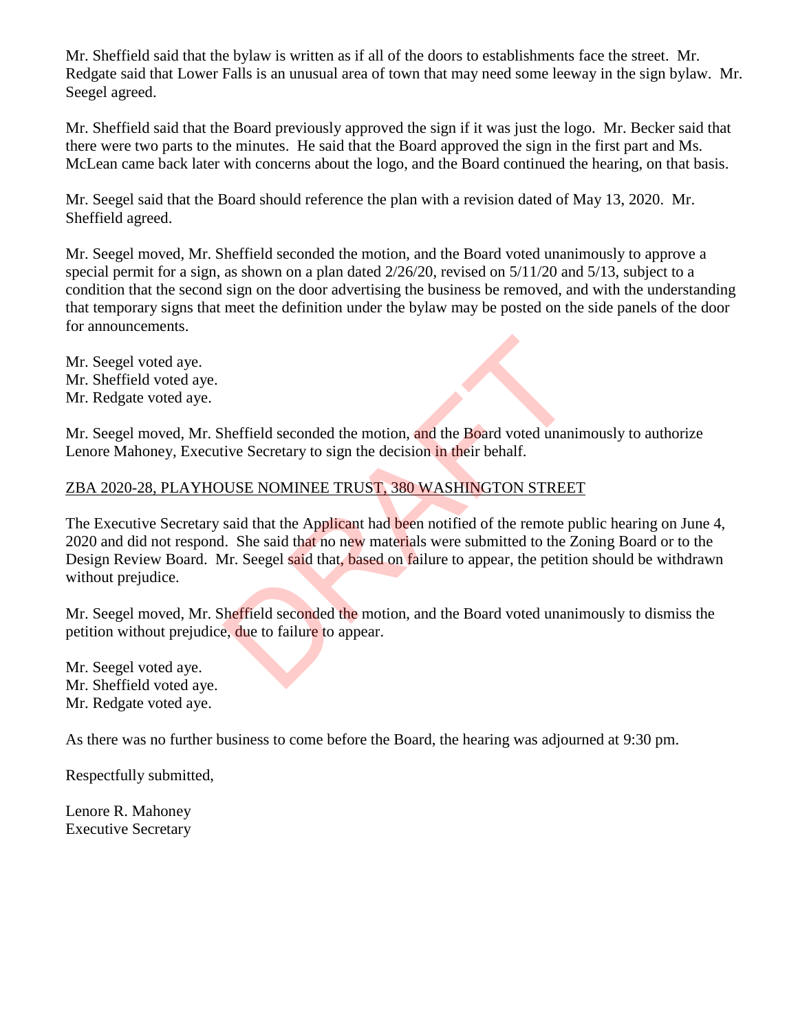Mr. Sheffield said that the bylaw is written as if all of the doors to establishments face the street. Mr. Redgate said that Lower Falls is an unusual area of town that may need some leeway in the sign bylaw. Mr. Seegel agreed.

Mr. Sheffield said that the Board previously approved the sign if it was just the logo. Mr. Becker said that there were two parts to the minutes. He said that the Board approved the sign in the first part and Ms. McLean came back later with concerns about the logo, and the Board continued the hearing, on that basis.

Mr. Seegel said that the Board should reference the plan with a revision dated of May 13, 2020. Mr. Sheffield agreed.

Mr. Seegel moved, Mr. Sheffield seconded the motion, and the Board voted unanimously to approve a special permit for a sign, as shown on a plan dated 2/26/20, revised on 5/11/20 and 5/13, subject to a condition that the second sign on the door advertising the business be removed, and with the understanding that temporary signs that meet the definition under the bylaw may be posted on the side panels of the door for announcements.

Mr. Seegel voted aye.
Mr. Sheffield voted aye.
Mr. Redgate voted aye.

Mr. Seegel moved, Mr. Sheffield seconded the motion, and the Board voted unanimously to authorize Lenore Mahoney, Executive Secretary to sign the decision in their behalf.

ZBA 2020-28, PLAYHOUSE NOMINEE TRUST, 380 WASHINGTON STREET

The Executive Secretary said that the Applicant had been notified of the remote public hearing on June 4, 2020 and did not respond. She said that no new materials were submitted to the Zoning Board or to the Design Review Board. Mr. Seegel said that, based on failure to appear, the petition should be withdrawn without prejudice.

Mr. Seegel moved, Mr. Sheffield seconded the motion, and the Board voted unanimously to dismiss the petition without prejudice, due to failure to appear.

Mr. Seegel voted aye.
Mr. Sheffield voted aye.
Mr. Redgate voted aye.

As there was no further business to come before the Board, the hearing was adjourned at 9:30 pm.

Respectfully submitted,

Lenore R. Mahoney
Executive Secretary